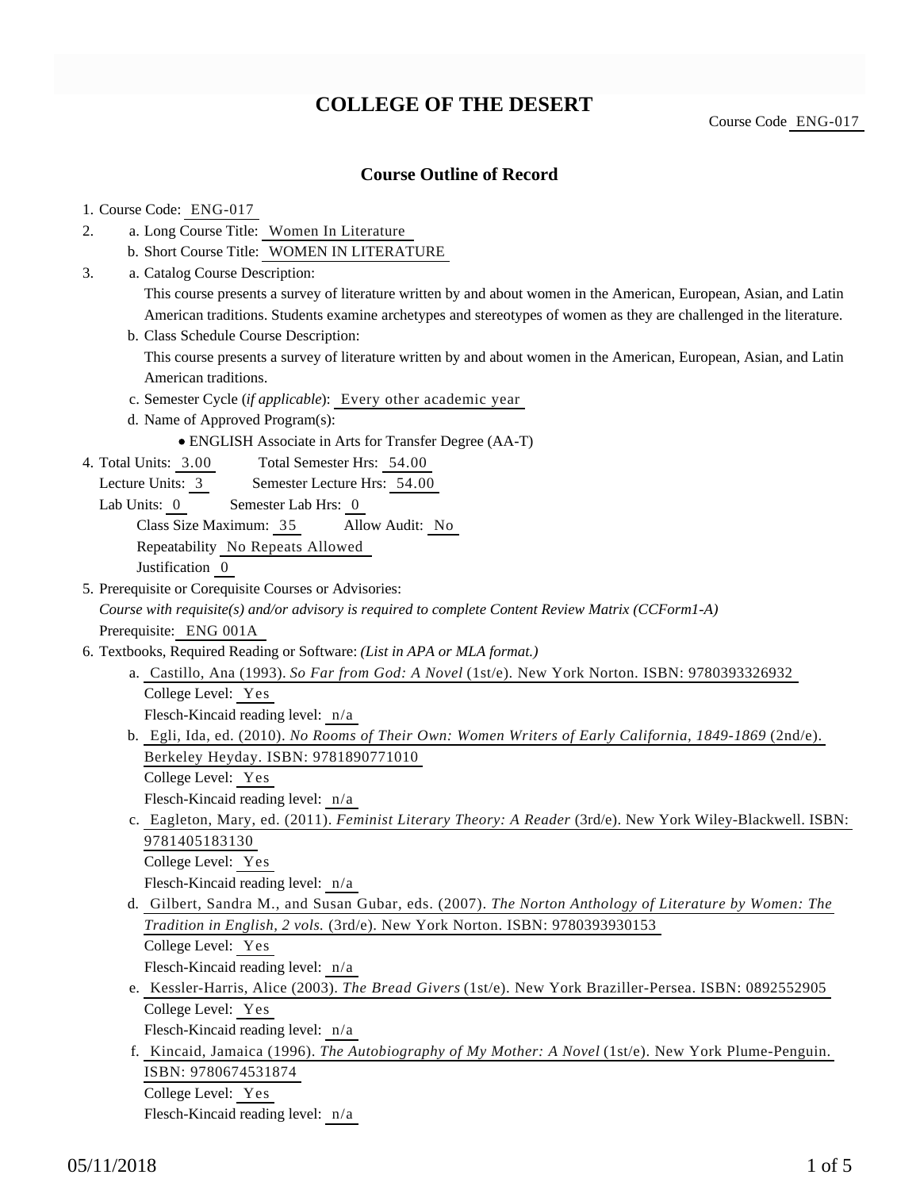# COLLEGE OF THE DESERT

Course Code ENG-017

## Course Outline of Record

1. Course Code: ENG-017
2. a. Long Course Title: Women In Literature
   b. Short Course Title: WOMEN IN LITERATURE
3. a. Catalog Course Description:
   This course presents a survey of literature written by and about women in the American, European, Asian, and Latin American traditions. Students examine archetypes and stereotypes of women as they are challenged in the literature.
   b. Class Schedule Course Description:
   This course presents a survey of literature written by and about women in the American, European, Asian, and Latin American traditions.
   c. Semester Cycle (*if applicable*): Every other academic year
   d. Name of Approved Program(s):
   - ENGLISH Associate in Arts for Transfer Degree (AA-T)
4. Total Units: 3.00 Total Semester Hrs: 54.00
   Lecture Units: 3 Semester Lecture Hrs: 54.00
   Lab Units: 0 Semester Lab Hrs: 0
   Class Size Maximum: 35 Allow Audit: No
   Repeatability No Repeats Allowed
   Justification 0
5. Prerequisite or Corequisite Courses or Advisories:
   *Course with requisite(s) and/or advisory is required to complete Content Review Matrix (CCForm1-A)*
   Prerequisite: ENG 001A
6. Textbooks, Required Reading or Software: *(List in APA or MLA format.)*
   a. Castillo, Ana (1993). *So Far from God: A Novel* (1st/e). New York Norton. ISBN: 9780393326932
      College Level: Yes
      Flesch-Kincaid reading level: n/a
   b. Egli, Ida, ed. (2010). *No Rooms of Their Own: Women Writers of Early California, 1849-1869* (2nd/e). Berkeley Heyday. ISBN: 9781890771010
      College Level: Yes
      Flesch-Kincaid reading level: n/a
   c. Eagleton, Mary, ed. (2011). *Feminist Literary Theory: A Reader* (3rd/e). New York Wiley-Blackwell. ISBN: 9781405183130
      College Level: Yes
      Flesch-Kincaid reading level: n/a
   d. Gilbert, Sandra M., and Susan Gubar, eds. (2007). *The Norton Anthology of Literature by Women: The Tradition in English, 2 vols.* (3rd/e). New York Norton. ISBN: 9780393930153
      College Level: Yes
      Flesch-Kincaid reading level: n/a
   e. Kessler-Harris, Alice (2003). *The Bread Givers* (1st/e). New York Braziller-Persea. ISBN: 0892552905
      College Level: Yes
      Flesch-Kincaid reading level: n/a
   f. Kincaid, Jamaica (1996). *The Autobiography of My Mother: A Novel* (1st/e). New York Plume-Penguin. ISBN: 9780674531874
      College Level: Yes
      Flesch-Kincaid reading level: n/a

05/11/2018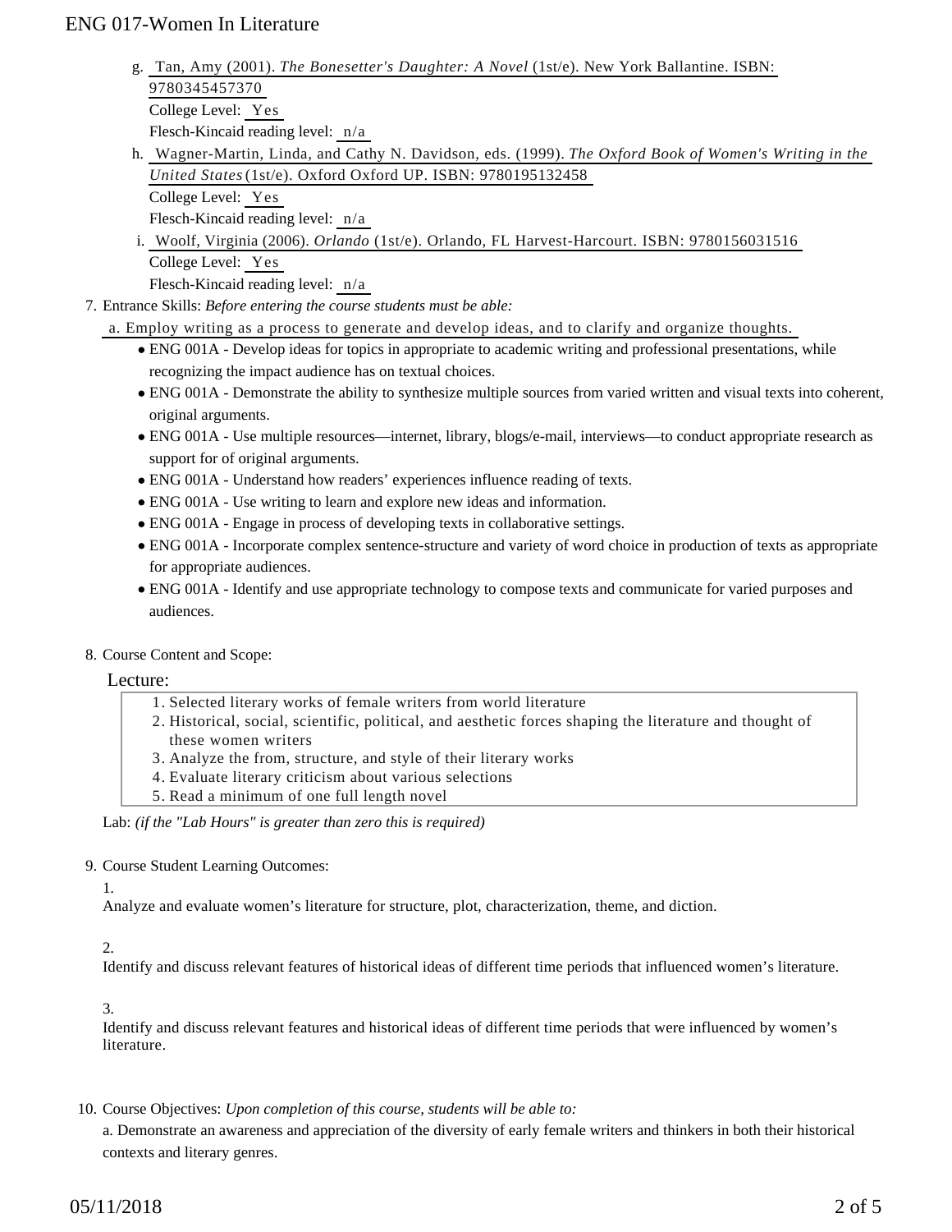g. Tan, Amy (2001). *The Bonesetter's Daughter: A Novel* (1st/e). New York Ballantine. ISBN: 9780345457370
   College Level: Yes
   Flesch-Kincaid reading level: n/a
h. Wagner-Martin, Linda, and Cathy N. Davidson, eds. (1999). *The Oxford Book of Women's Writing in the United States* (1st/e). Oxford Oxford UP. ISBN: 9780195132458
   College Level: Yes
   Flesch-Kincaid reading level: n/a
i. Woolf, Virginia (2006). *Orlando* (1st/e). Orlando, FL Harvest-Harcourt. ISBN: 9780156031516
   College Level: Yes
   Flesch-Kincaid reading level: n/a

7. Entrance Skills: *Before entering the course students must be able:*

   a. Employ writing as a process to generate and develop ideas, and to clarify and organize thoughts.
   - ENG 001A - Develop ideas for topics in appropriate to academic writing and professional presentations, while recognizing the impact audience has on textual choices.
   - ENG 001A - Demonstrate the ability to synthesize multiple sources from varied written and visual texts into coherent, original arguments.
   - ENG 001A - Use multiple resources—internet, library, blogs/e-mail, interviews—to conduct appropriate research as support for of original arguments.
   - ENG 001A - Understand how readers' experiences influence reading of texts.
   - ENG 001A - Use writing to learn and explore new ideas and information.
   - ENG 001A - Engage in process of developing texts in collaborative settings.
   - ENG 001A - Incorporate complex sentence-structure and variety of word choice in production of texts as appropriate for appropriate audiences.
   - ENG 001A - Identify and use appropriate technology to compose texts and communicate for varied purposes and audiences.

8. Course Content and Scope:

   Lecture:

   1. Selected literary works of female writers from world literature
   2. Historical, social, scientific, political, and aesthetic forces shaping the literature and thought of these women writers
   3. Analyze the from, structure, and style of their literary works
   4. Evaluate literary criticism about various selections
   5. Read a minimum of one full length novel

   Lab: *(if the "Lab Hours" is greater than zero this is required)*

9. Course Student Learning Outcomes:

   1.
   Analyze and evaluate women's literature for structure, plot, characterization, theme, and diction.

   2.
   Identify and discuss relevant features of historical ideas of different time periods that influenced women's literature.

   3.
   Identify and discuss relevant features and historical ideas of different time periods that were influenced by women's literature.

10. Course Objectives: *Upon completion of this course, students will be able to:*

    a. Demonstrate an awareness and appreciation of the diversity of early female writers and thinkers in both their historical contexts and literary genres.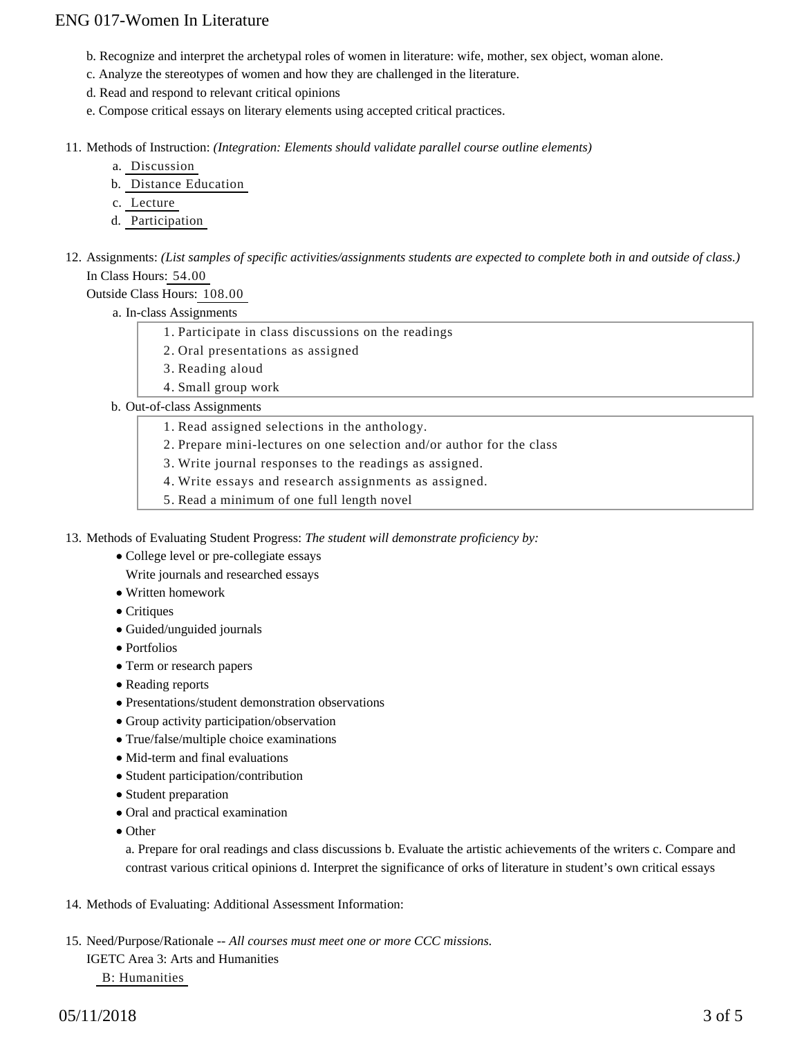b. Recognize and interpret the archetypal roles of women in literature: wife, mother, sex object, woman alone.

c. Analyze the stereotypes of women and how they are challenged in the literature.

d. Read and respond to relevant critical opinions

e. Compose critical essays on literary elements using accepted critical practices.

11. Methods of Instruction: *(Integration: Elements should validate parallel course outline elements)*
    a. Discussion
    b. Distance Education
    c. Lecture
    d. Participation

12. Assignments: *(List samples of specific activities/assignments students are expected to complete both in and outside of class.)*
    In Class Hours: 54.00
    Outside Class Hours: 108.00
    a. In-class Assignments
        1. Participate in class discussions on the readings
        2. Oral presentations as assigned
        3. Reading aloud
        4. Small group work
    b. Out-of-class Assignments
        1. Read assigned selections in the anthology.
        2. Prepare mini-lectures on one selection and/or author for the class
        3. Write journal responses to the readings as assigned.
        4. Write essays and research assignments as assigned.
        5. Read a minimum of one full length novel

13. Methods of Evaluating Student Progress: *The student will demonstrate proficiency by:*
    - College level or pre-collegiate essays
      Write journals and researched essays
    - Written homework
    - Critiques
    - Guided/unguided journals
    - Portfolios
    - Term or research papers
    - Reading reports
    - Presentations/student demonstration observations
    - Group activity participation/observation
    - True/false/multiple choice examinations
    - Mid-term and final evaluations
    - Student participation/contribution
    - Student preparation
    - Oral and practical examination
    - Other
      a. Prepare for oral readings and class discussions b. Evaluate the artistic achievements of the writers c. Compare and contrast various critical opinions d. Interpret the significance of orks of literature in student's own critical essays

14. Methods of Evaluating: Additional Assessment Information:

15. Need/Purpose/Rationale -- *All courses must meet one or more CCC missions.*
    IGETC Area 3: Arts and Humanities
    B: Humanities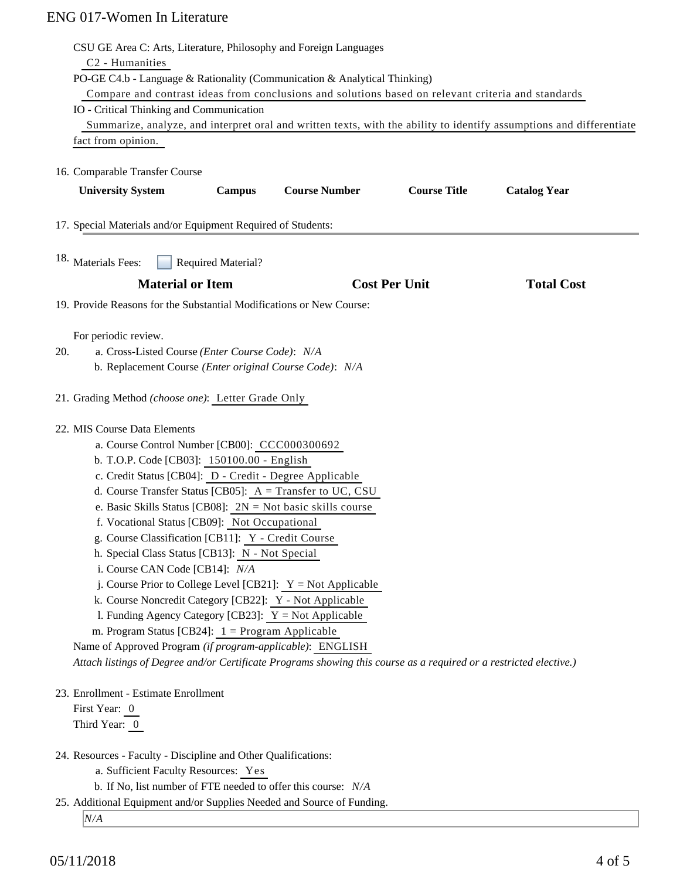CSU GE Area C: Arts, Literature, Philosophy and Foreign Languages
C2 - Humanities
PO-GE C4.b - Language & Rationality (Communication & Analytical Thinking)
Compare and contrast ideas from conclusions and solutions based on relevant criteria and standards
IO - Critical Thinking and Communication
Summarize, analyze, and interpret oral and written texts, with the ability to identify assumptions and differentiate fact from opinion.

16. Comparable Transfer Course

| University System | Campus | Course Number | Course Title | Catalog Year |
| --- | --- | --- | --- | --- |

17. Special Materials and/or Equipment Required of Students:

18. Materials Fees: ☐ Required Material?

| Material or Item | Cost Per Unit | Total Cost |
| --- | --- | --- |

19. Provide Reasons for the Substantial Modifications or New Course:

For periodic review.

20. a. Cross-Listed Course *(Enter Course Code)*: *N/A*
    b. Replacement Course *(Enter original Course Code)*: *N/A*

21. Grading Method *(choose one)*: Letter Grade Only

22. MIS Course Data Elements
    a. Course Control Number [CB00]: CCC000300692
    b. T.O.P. Code [CB03]: 150100.00 - English
    c. Credit Status [CB04]: D - Credit - Degree Applicable
    d. Course Transfer Status [CB05]: A = Transfer to UC, CSU
    e. Basic Skills Status [CB08]: 2N = Not basic skills course
    f. Vocational Status [CB09]: Not Occupational
    g. Course Classification [CB11]: Y - Credit Course
    h. Special Class Status [CB13]: N - Not Special
    i. Course CAN Code [CB14]: *N/A*
    j. Course Prior to College Level [CB21]: Y = Not Applicable
    k. Course Noncredit Category [CB22]: Y - Not Applicable
    l. Funding Agency Category [CB23]: Y = Not Applicable
    m. Program Status [CB24]: 1 = Program Applicable

    Name of Approved Program *(if program-applicable)*: ENGLISH
    *Attach listings of Degree and/or Certificate Programs showing this course as a required or a restricted elective.)*

23. Enrollment - Estimate Enrollment
    First Year: 0
    Third Year: 0

24. Resources - Faculty - Discipline and Other Qualifications:
    a. Sufficient Faculty Resources: Yes
    b. If No, list number of FTE needed to offer this course: *N/A*

25. Additional Equipment and/or Supplies Needed and Source of Funding.
    *N/A*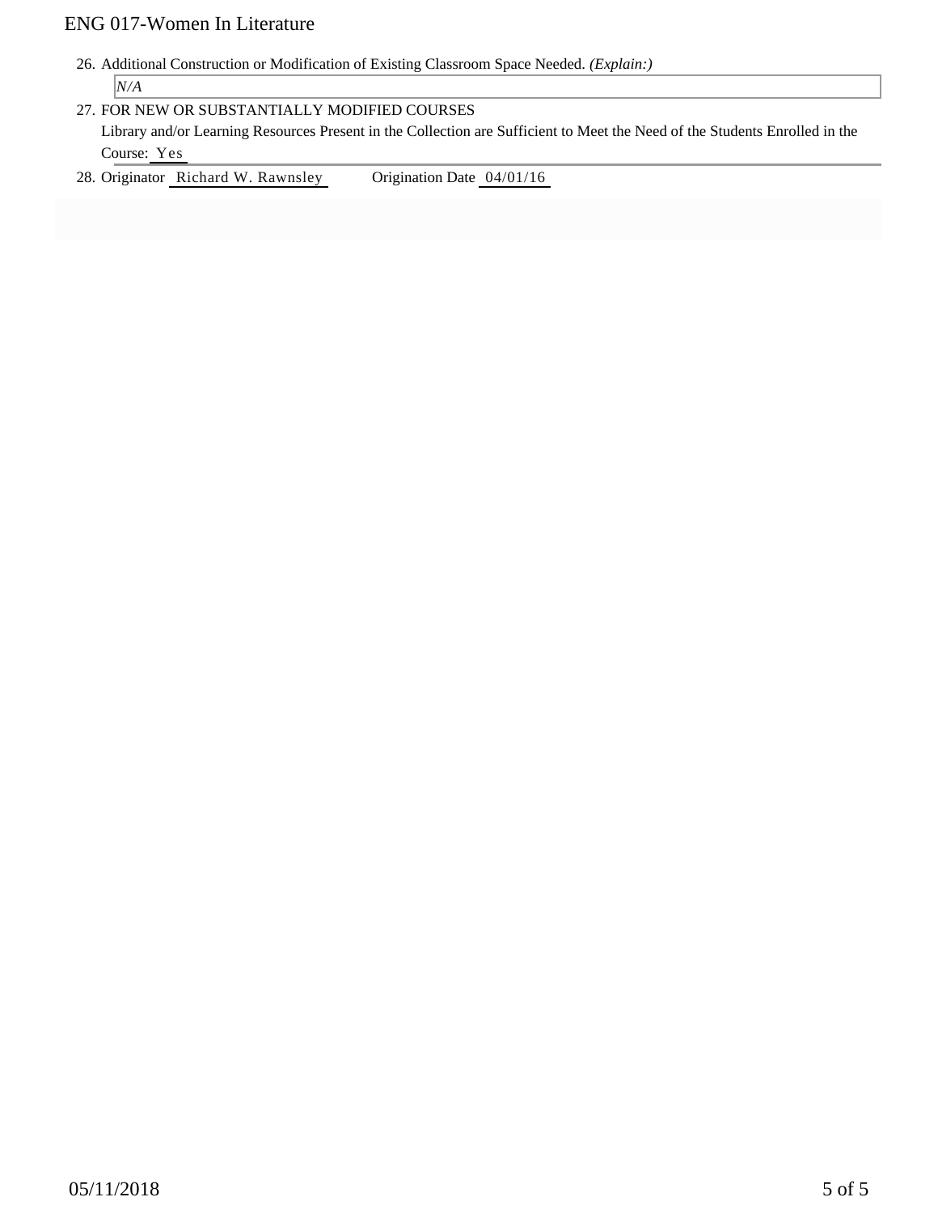26. Additional Construction or Modification of Existing Classroom Space Needed. *(Explain:)*

    *N/A*

27. FOR NEW OR SUBSTANTIALLY MODIFIED COURSES

    Library and/or Learning Resources Present in the Collection are Sufficient to Meet the Need of the Students Enrolled in the Course: Yes

28. Originator Richard W. Rawnsley Origination Date 04/01/16